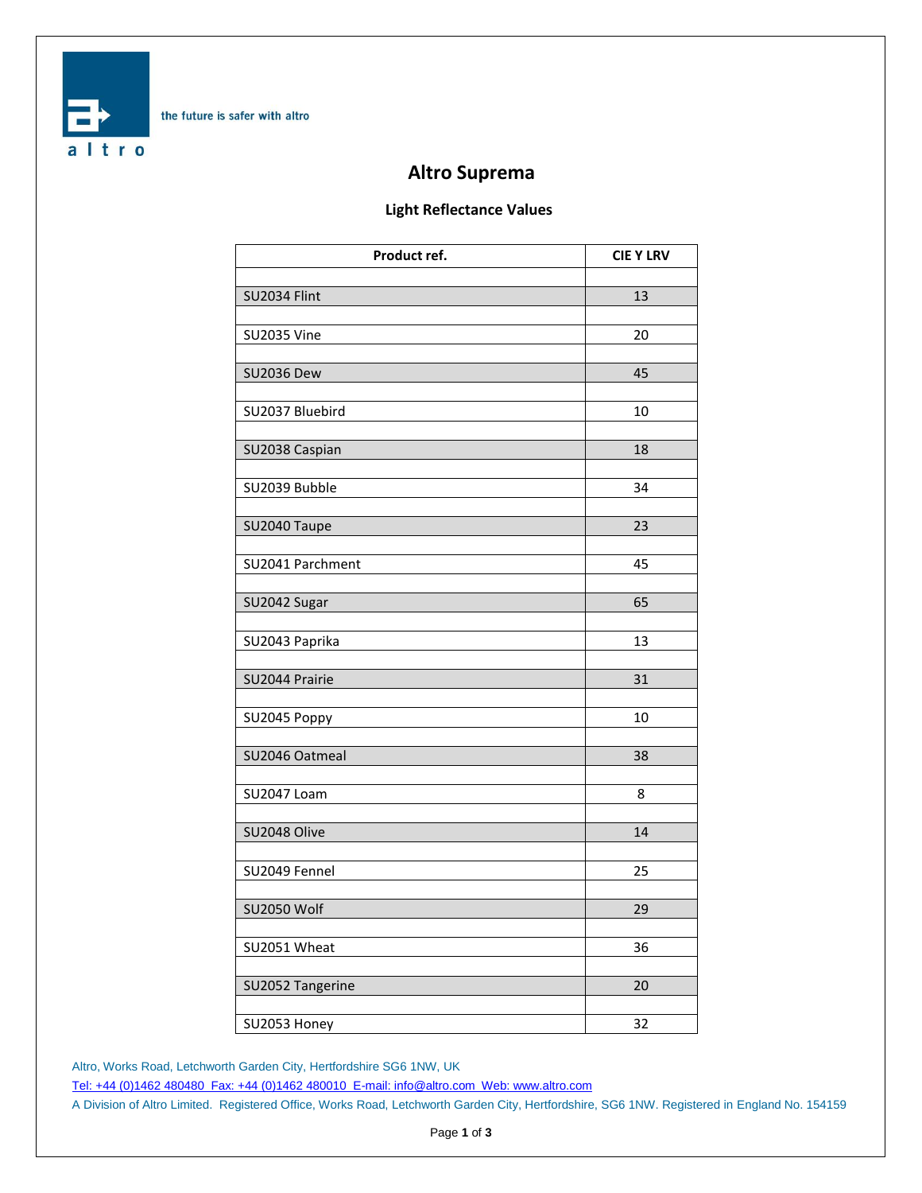the future is safer with altro

# Altro Suprema

## Light Reflectance Values

| Product ref. | CIE Y LRV |
|---|---|
| SU2034 Flint | 13 |
| SU2035 Vine | 20 |
| SU2036 Dew | 45 |
| SU2037 Bluebird | 10 |
| SU2038 Caspian | 18 |
| SU2039 Bubble | 34 |
| SU2040 Taupe | 23 |
| SU2041 Parchment | 45 |
| SU2042 Sugar | 65 |
| SU2043 Paprika | 13 |
| SU2044 Prairie | 31 |
| SU2045 Poppy | 10 |
| SU2046 Oatmeal | 38 |
| SU2047 Loam | 8 |
| SU2048 Olive | 14 |
| SU2049 Fennel | 25 |
| SU2050 Wolf | 29 |
| SU2051 Wheat | 36 |
| SU2052 Tangerine | 20 |
| SU2053 Honey | 32 |

Altro, Works Road, Letchworth Garden City, Hertfordshire SG6 1NW, UK

Tel: +44 (0)1462 480480 Fax: +44 (0)1462 480010 E-mail: info@altro.com Web: www.altro.com

A Division of Altro Limited. Registered Office, Works Road, Letchworth Garden City, Hertfordshire, SG6 1NW. Registered in England No. 154159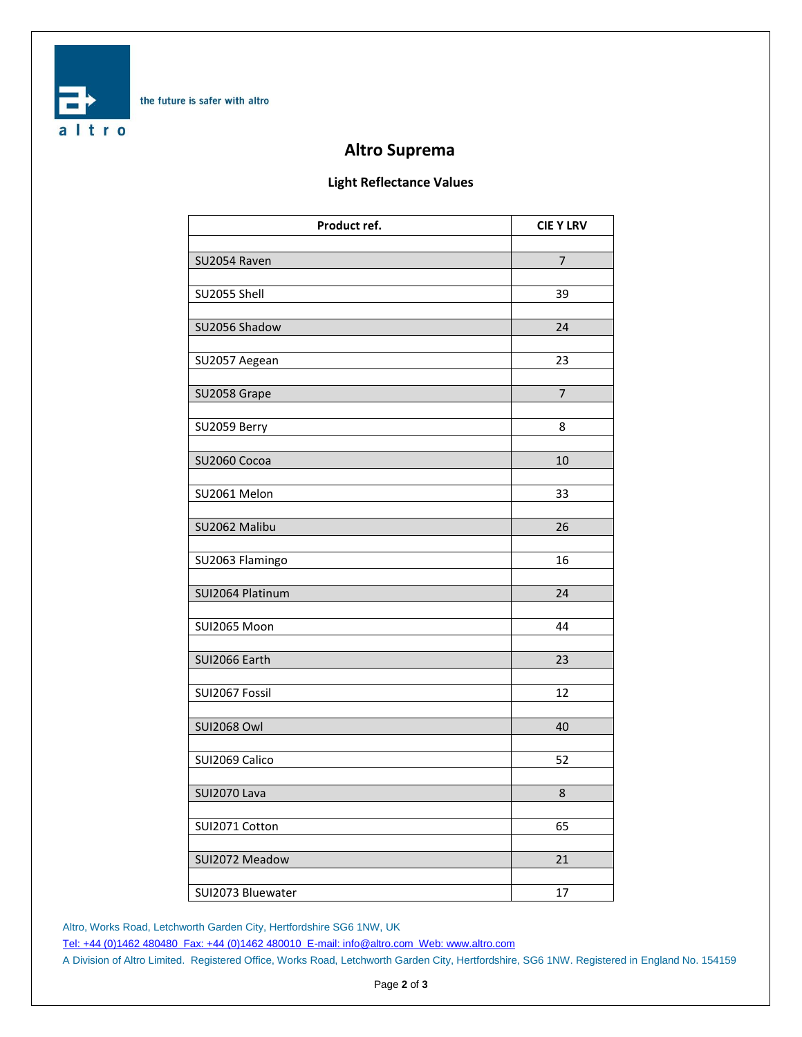the future is safer with altro

# Altro Suprema

## Light Reflectance Values

| Product ref. | CIE Y LRV |
|---|---|
| SU2054 Raven | 7 |
| SU2055 Shell | 39 |
| SU2056 Shadow | 24 |
| SU2057 Aegean | 23 |
| SU2058 Grape | 7 |
| SU2059 Berry | 8 |
| SU2060 Cocoa | 10 |
| SU2061 Melon | 33 |
| SU2062 Malibu | 26 |
| SU2063 Flamingo | 16 |
| SUI2064 Platinum | 24 |
| SUI2065 Moon | 44 |
| SUI2066 Earth | 23 |
| SUI2067 Fossil | 12 |
| SUI2068 Owl | 40 |
| SUI2069 Calico | 52 |
| SUI2070 Lava | 8 |
| SUI2071 Cotton | 65 |
| SUI2072 Meadow | 21 |
| SUI2073 Bluewater | 17 |

Altro, Works Road, Letchworth Garden City, Hertfordshire SG6 1NW, UK

Tel: +44 (0)1462 480480 Fax: +44 (0)1462 480010 E-mail: info@altro.com Web: www.altro.com

A Division of Altro Limited. Registered Office, Works Road, Letchworth Garden City, Hertfordshire, SG6 1NW. Registered in England No. 154159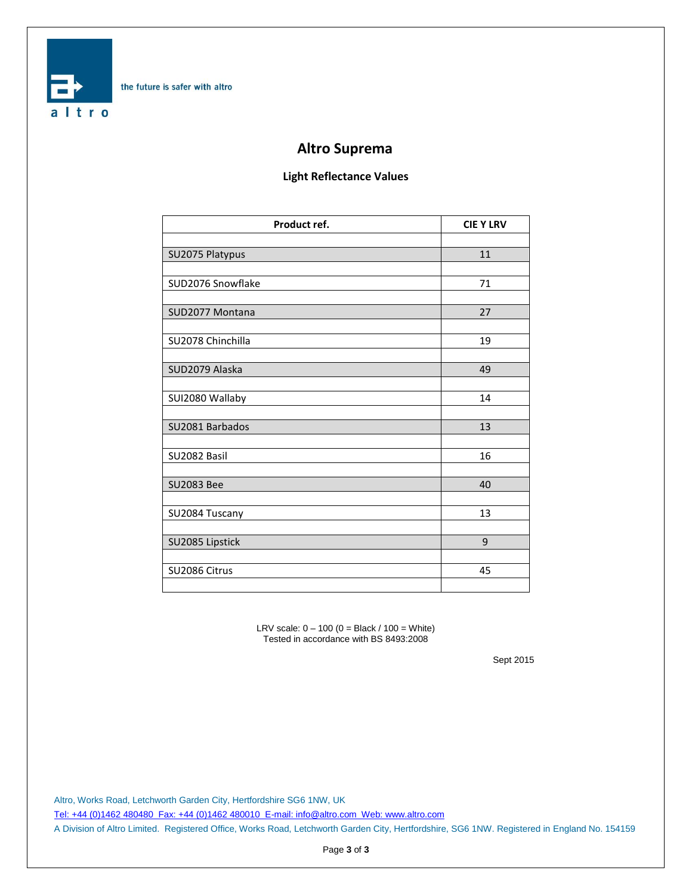the future is safer with altro

altro

# Altro Suprema

## Light Reflectance Values

| Product ref. | CIE Y LRV |
| --- | --- |
| | |
| SU2075 Platypus | 11 |
| | |
| SUD2076 Snowflake | 71 |
| | |
| SUD2077 Montana | 27 |
| | |
| SU2078 Chinchilla | 19 |
| | |
| SUD2079 Alaska | 49 |
| | |
| SUI2080 Wallaby | 14 |
| | |
| SU2081 Barbados | 13 |
| | |
| SU2082 Basil | 16 |
| | |
| SU2083 Bee | 40 |
| | |
| SU2084 Tuscany | 13 |
| | |
| SU2085 Lipstick | 9 |
| | |
| SU2086 Citrus | 45 |
| | |

LRV scale: 0 – 100 (0 = Black / 100 = White)
Tested in accordance with BS 8493:2008

Sept 2015

Altro, Works Road, Letchworth Garden City, Hertfordshire SG6 1NW, UK
Tel: +44 (0)1462 480480 Fax: +44 (0)1462 480010 E-mail: info@altro.com Web: www.altro.com
A Division of Altro Limited. Registered Office, Works Road, Letchworth Garden City, Hertfordshire, SG6 1NW. Registered in England No. 154159